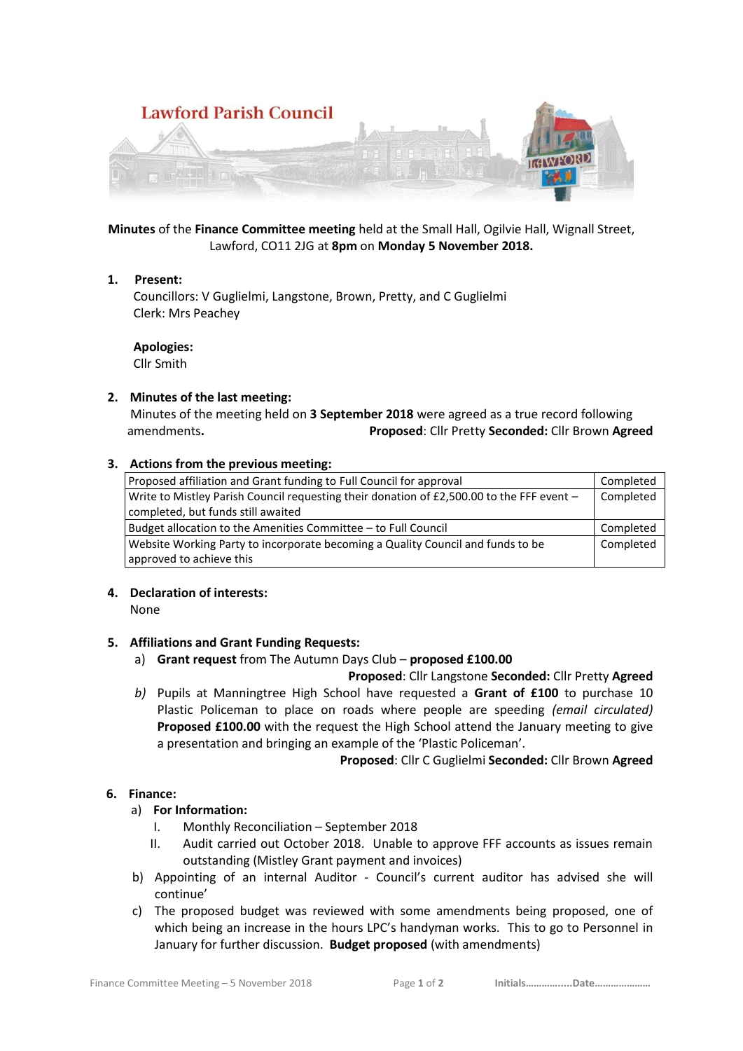# Lawford Parish Council

**Minutes** of the **Finance Committee meeting** held at the Small Hall, Ogilvie Hall, Wignall Street, Lawford, CO11 2JG at **8pm** on **Monday 5 November 2018.**

1. **Present:**
   Councillors: V Guglielmi, Langstone, Brown, Pretty, and C Guglielmi
   Clerk: Mrs Peachey

   **Apologies:**
   Cllr Smith

2. **Minutes of the last meeting:**
   Minutes of the meeting held on **3 September 2018** were agreed as a true record following amendments. **Proposed**: Cllr Pretty **Seconded:** Cllr Brown **Agreed**

3. **Actions from the previous meeting:**

| | |
|---|---|
| Proposed affiliation and Grant funding to Full Council for approval | Completed |
| Write to Mistley Parish Council requesting their donation of £2,500.00 to the FFF event – completed, but funds still awaited | Completed |
| Budget allocation to the Amenities Committee – to Full Council | Completed |
| Website Working Party to incorporate becoming a Quality Council and funds to be approved to achieve this | Completed |

4. **Declaration of interests:**
   None

5. **Affiliations and Grant Funding Requests:**
   a) **Grant request** from The Autumn Days Club – **proposed £100.00**
   **Proposed**: Cllr Langstone **Seconded:** Cllr Pretty **Agreed**
   *b)* Pupils at Manningtree High School have requested a **Grant of £100** to purchase 10 Plastic Policeman to place on roads where people are speeding *(email circulated)* **Proposed £100.00** with the request the High School attend the January meeting to give a presentation and bringing an example of the 'Plastic Policeman'.
   **Proposed**: Cllr C Guglielmi **Seconded:** Cllr Brown **Agreed**

6. **Finance:**
   a) **For Information:**
      I. Monthly Reconciliation – September 2018
      II. Audit carried out October 2018. Unable to approve FFF accounts as issues remain outstanding (Mistley Grant payment and invoices)
   b) Appointing of an internal Auditor - Council's current auditor has advised she will continue'
   c) The proposed budget was reviewed with some amendments being proposed, one of which being an increase in the hours LPC's handyman works. This to go to Personnel in January for further discussion. **Budget proposed** (with amendments)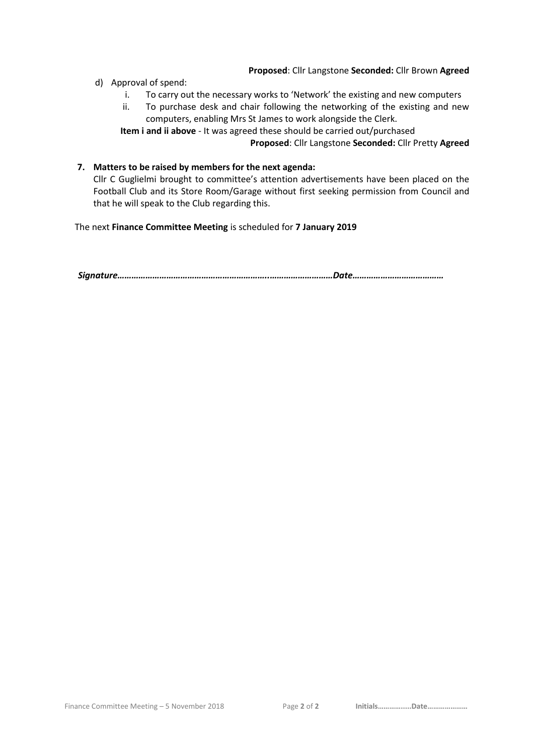**Proposed**: Cllr Langstone **Seconded:** Cllr Brown **Agreed**

d) Approval of spend:

   i. To carry out the necessary works to 'Network' the existing and new computers

   ii. To purchase desk and chair following the networking of the existing and new computers, enabling Mrs St James to work alongside the Clerk.

   **Item i and ii above** - It was agreed these should be carried out/purchased

**Proposed**: Cllr Langstone **Seconded:** Cllr Pretty **Agreed**

**7. Matters to be raised by members for the next agenda:**

Cllr C Guglielmi brought to committee's attention advertisements have been placed on the Football Club and its Store Room/Garage without first seeking permission from Council and that he will speak to the Club regarding this.

The next **Finance Committee Meeting** is scheduled for **7 January 2019**

***Signature…………………………………………………..………………………Date…………………………………***